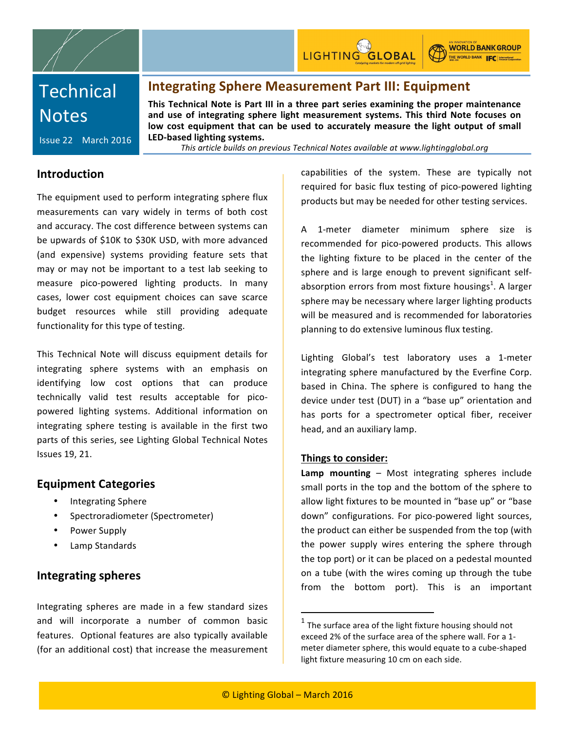Technical Notes

Issue 22 March 2016

# Integrating Sphere Measurement Part III: Equipment

**This Technical Note is Part III in a three part series examining the proper maintenance and use of integrating sphere light measurement systems. This third Note focuses on low cost equipment that can be used to accurately measure the light output of small LED-based lighting systems.**

*This article builds on previous Technical Notes available at www.lightingglobal.org*

## Introduction

The equipment used to perform integrating sphere flux measurements can vary widely in terms of both cost and accuracy. The cost difference between systems can be upwards of $10K to $30K USD, with more advanced (and expensive) systems providing feature sets that may or may not be important to a test lab seeking to measure pico-powered lighting products. In many cases, lower cost equipment choices can save scarce budget resources while still providing adequate functionality for this type of testing.

This Technical Note will discuss equipment details for integrating sphere systems with an emphasis on identifying low cost options that can produce technically valid test results acceptable for pico-powered lighting systems. Additional information on integrating sphere testing is available in the first two parts of this series, see Lighting Global Technical Notes Issues 19, 21.

## Equipment Categories

- Integrating Sphere
- Spectroradiometer (Spectrometer)
- Power Supply
- Lamp Standards

## Integrating spheres

Integrating spheres are made in a few standard sizes and will incorporate a number of common basic features. Optional features are also typically available (for an additional cost) that increase the measurement capabilities of the system. These are typically not required for basic flux testing of pico-powered lighting products but may be needed for other testing services.

A 1-meter diameter minimum sphere size is recommended for pico-powered products. This allows the lighting fixture to be placed in the center of the sphere and is large enough to prevent significant self-absorption errors from most fixture housings[1]. A larger sphere may be necessary where larger lighting products will be measured and is recommended for laboratories planning to do extensive luminous flux testing.

Lighting Global's test laboratory uses a 1-meter integrating sphere manufactured by the Everfine Corp. based in China. The sphere is configured to hang the device under test (DUT) in a "base up" orientation and has ports for a spectrometer optical fiber, receiver head, and an auxiliary lamp.

**Things to consider:**

**Lamp mounting** – Most integrating spheres include small ports in the top and the bottom of the sphere to allow light fixtures to be mounted in "base up" or "base down" configurations. For pico-powered light sources, the product can either be suspended from the top (with the power supply wires entering the sphere through the top port) or it can be placed on a pedestal mounted on a tube (with the wires coming up through the tube from the bottom port). This is an important

[1] The surface area of the light fixture housing should not exceed 2% of the surface area of the sphere wall. For a 1-meter diameter sphere, this would equate to a cube-shaped light fixture measuring 10 cm on each side.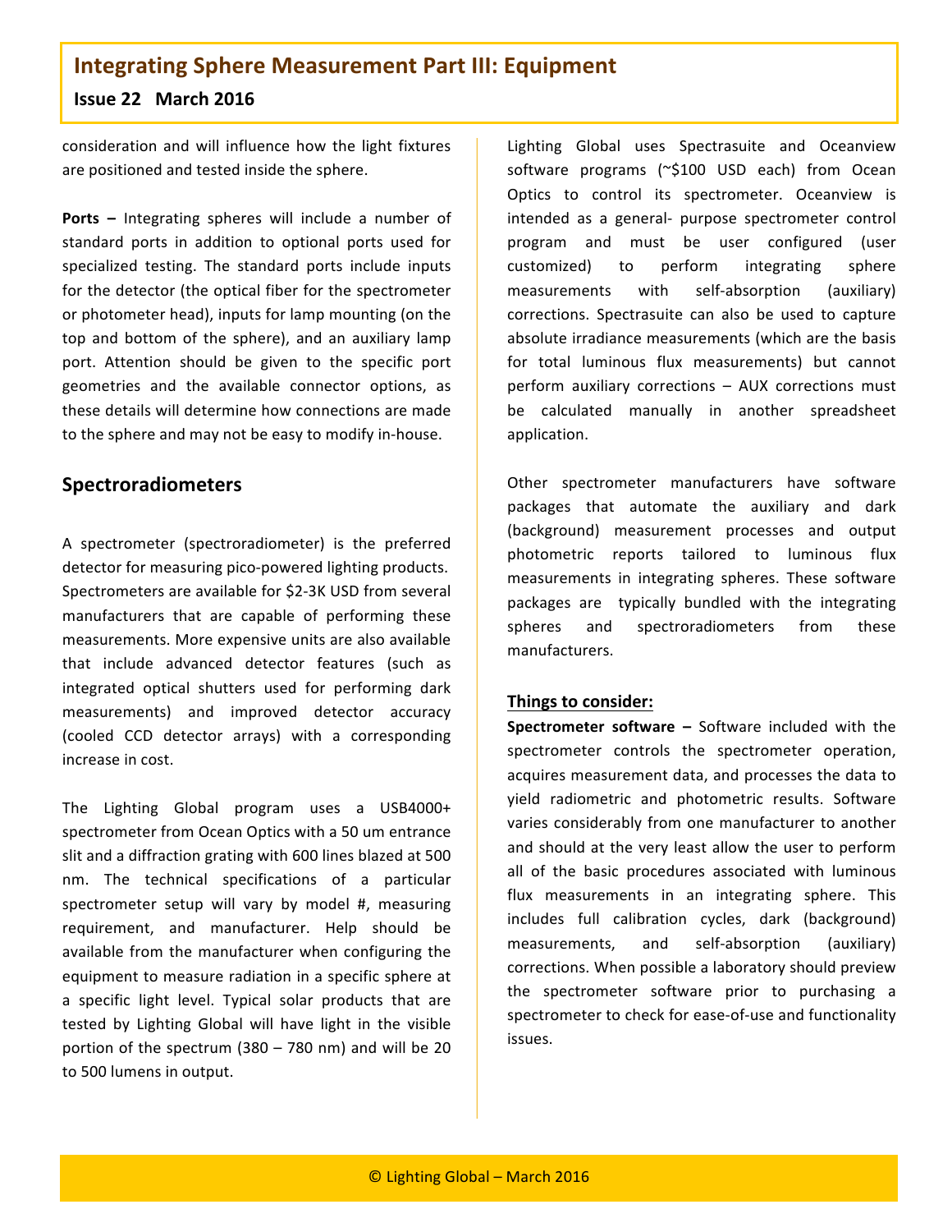consideration and will influence how the light fixtures are positioned and tested inside the sphere.

**Ports –** Integrating spheres will include a number of standard ports in addition to optional ports used for specialized testing. The standard ports include inputs for the detector (the optical fiber for the spectrometer or photometer head), inputs for lamp mounting (on the top and bottom of the sphere), and an auxiliary lamp port. Attention should be given to the specific port geometries and the available connector options, as these details will determine how connections are made to the sphere and may not be easy to modify in-house.

## Spectroradiometers

A spectrometer (spectroradiometer) is the preferred detector for measuring pico-powered lighting products. Spectrometers are available for $2-3K USD from several manufacturers that are capable of performing these measurements. More expensive units are also available that include advanced detector features (such as integrated optical shutters used for performing dark measurements) and improved detector accuracy (cooled CCD detector arrays) with a corresponding increase in cost.

The Lighting Global program uses a USB4000+ spectrometer from Ocean Optics with a 50 um entrance slit and a diffraction grating with 600 lines blazed at 500 nm. The technical specifications of a particular spectrometer setup will vary by model #, measuring requirement, and manufacturer. Help should be available from the manufacturer when configuring the equipment to measure radiation in a specific sphere at a specific light level. Typical solar products that are tested by Lighting Global will have light in the visible portion of the spectrum (380 – 780 nm) and will be 20 to 500 lumens in output.

Lighting Global uses Spectrasuite and Oceanview software programs (~$100 USD each) from Ocean Optics to control its spectrometer. Oceanview is intended as a general- purpose spectrometer control program and must be user configured (user customized) to perform integrating sphere measurements with self-absorption (auxiliary) corrections. Spectrasuite can also be used to capture absolute irradiance measurements (which are the basis for total luminous flux measurements) but cannot perform auxiliary corrections – AUX corrections must be calculated manually in another spreadsheet application.

Other spectrometer manufacturers have software packages that automate the auxiliary and dark (background) measurement processes and output photometric reports tailored to luminous flux measurements in integrating spheres. These software packages are typically bundled with the integrating spheres and spectroradiometers from these manufacturers.

**Things to consider:**

**Spectrometer software –** Software included with the spectrometer controls the spectrometer operation, acquires measurement data, and processes the data to yield radiometric and photometric results. Software varies considerably from one manufacturer to another and should at the very least allow the user to perform all of the basic procedures associated with luminous flux measurements in an integrating sphere. This includes full calibration cycles, dark (background) measurements, and self-absorption (auxiliary) corrections. When possible a laboratory should preview the spectrometer software prior to purchasing a spectrometer to check for ease-of-use and functionality issues.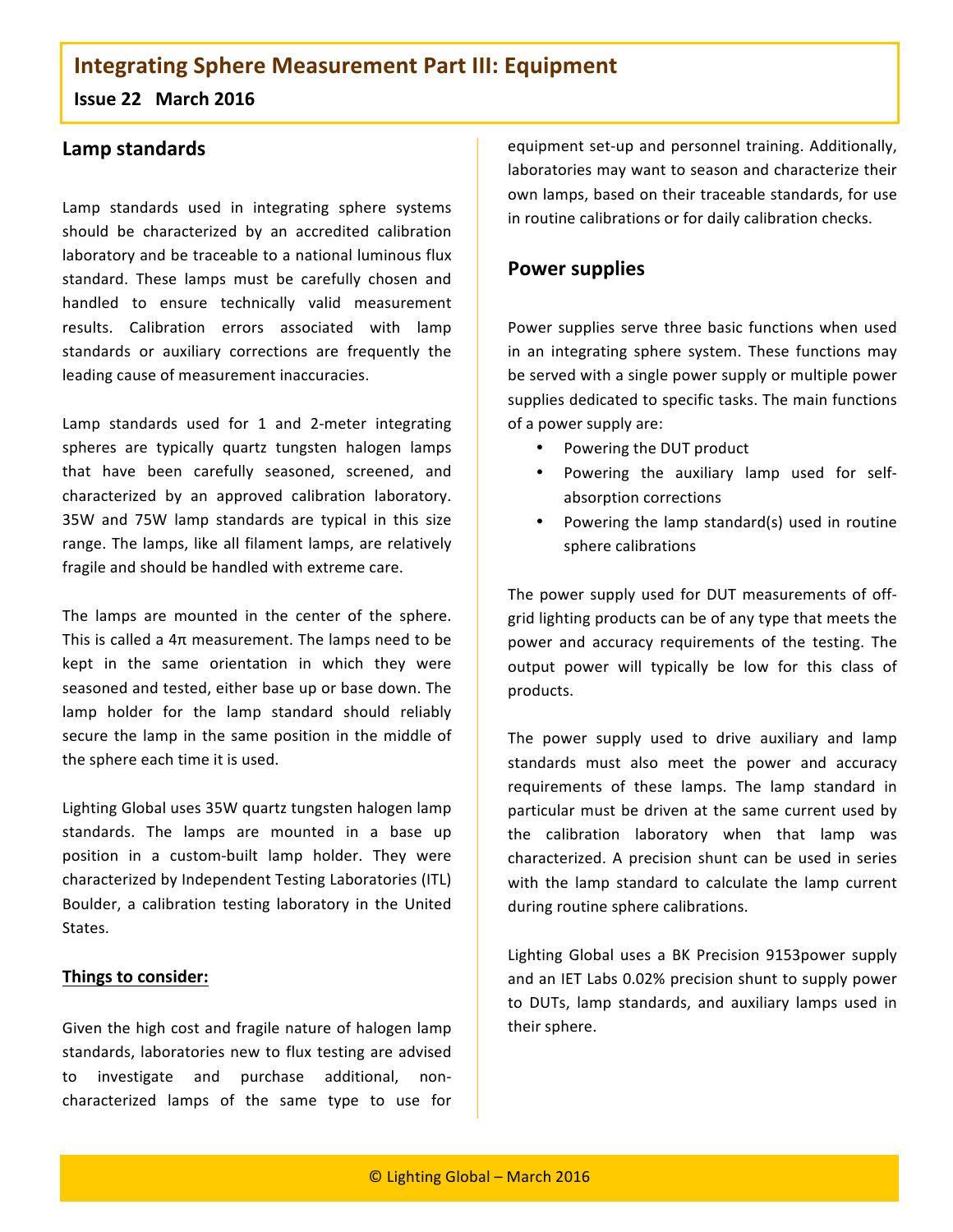# Integrating Sphere Measurement Part III: Equipment

**Issue 22 March 2016**

## Lamp standards

Lamp standards used in integrating sphere systems should be characterized by an accredited calibration laboratory and be traceable to a national luminous flux standard. These lamps must be carefully chosen and handled to ensure technically valid measurement results. Calibration errors associated with lamp standards or auxiliary corrections are frequently the leading cause of measurement inaccuracies.

Lamp standards used for 1 and 2-meter integrating spheres are typically quartz tungsten halogen lamps that have been carefully seasoned, screened, and characterized by an approved calibration laboratory. 35W and 75W lamp standards are typical in this size range. The lamps, like all filament lamps, are relatively fragile and should be handled with extreme care.

The lamps are mounted in the center of the sphere. This is called a 4π measurement. The lamps need to be kept in the same orientation in which they were seasoned and tested, either base up or base down. The lamp holder for the lamp standard should reliably secure the lamp in the same position in the middle of the sphere each time it is used.

Lighting Global uses 35W quartz tungsten halogen lamp standards. The lamps are mounted in a base up position in a custom-built lamp holder. They were characterized by Independent Testing Laboratories (ITL) Boulder, a calibration testing laboratory in the United States.

**Things to consider:**

Given the high cost and fragile nature of halogen lamp standards, laboratories new to flux testing are advised to investigate and purchase additional, non-characterized lamps of the same type to use for equipment set-up and personnel training. Additionally, laboratories may want to season and characterize their own lamps, based on their traceable standards, for use in routine calibrations or for daily calibration checks.

## Power supplies

Power supplies serve three basic functions when used in an integrating sphere system. These functions may be served with a single power supply or multiple power supplies dedicated to specific tasks. The main functions of a power supply are:

- Powering the DUT product
- Powering the auxiliary lamp used for self-absorption corrections
- Powering the lamp standard(s) used in routine sphere calibrations

The power supply used for DUT measurements of off-grid lighting products can be of any type that meets the power and accuracy requirements of the testing. The output power will typically be low for this class of products.

The power supply used to drive auxiliary and lamp standards must also meet the power and accuracy requirements of these lamps. The lamp standard in particular must be driven at the same current used by the calibration laboratory when that lamp was characterized. A precision shunt can be used in series with the lamp standard to calculate the lamp current during routine sphere calibrations.

Lighting Global uses a BK Precision 9153power supply and an IET Labs 0.02% precision shunt to supply power to DUTs, lamp standards, and auxiliary lamps used in their sphere.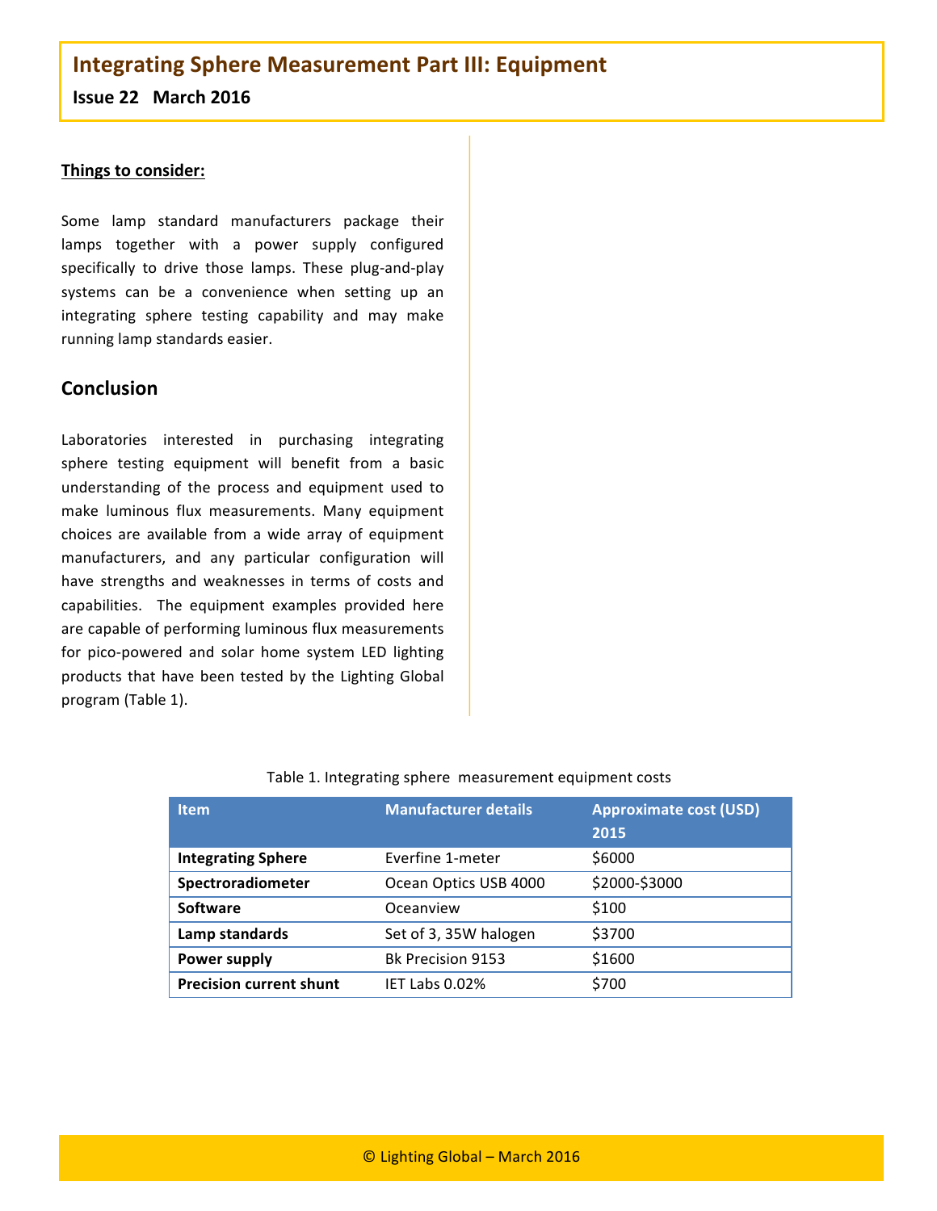#### Things to consider:

Some lamp standard manufacturers package their lamps together with a power supply configured specifically to drive those lamps. These plug-and-play systems can be a convenience when setting up an integrating sphere testing capability and may make running lamp standards easier.

## Conclusion

Laboratories interested in purchasing integrating sphere testing equipment will benefit from a basic understanding of the process and equipment used to make luminous flux measurements. Many equipment choices are available from a wide array of equipment manufacturers, and any particular configuration will have strengths and weaknesses in terms of costs and capabilities. The equipment examples provided here are capable of performing luminous flux measurements for pico-powered and solar home system LED lighting products that have been tested by the Lighting Global program (Table 1).

Table 1. Integrating sphere measurement equipment costs

| Item | Manufacturer details | Approximate cost (USD) 2015 |
|---|---|---|
| **Integrating Sphere** | Everfine 1-meter | $6000 |
| **Spectroradiometer** | Ocean Optics USB 4000 | $2000-$3000 |
| **Software** | Oceanview | $100 |
| **Lamp standards** | Set of 3, 35W halogen | $3700 |
| **Power supply** | Bk Precision 9153 | $1600 |
| **Precision current shunt** | IET Labs 0.02% | $700 |